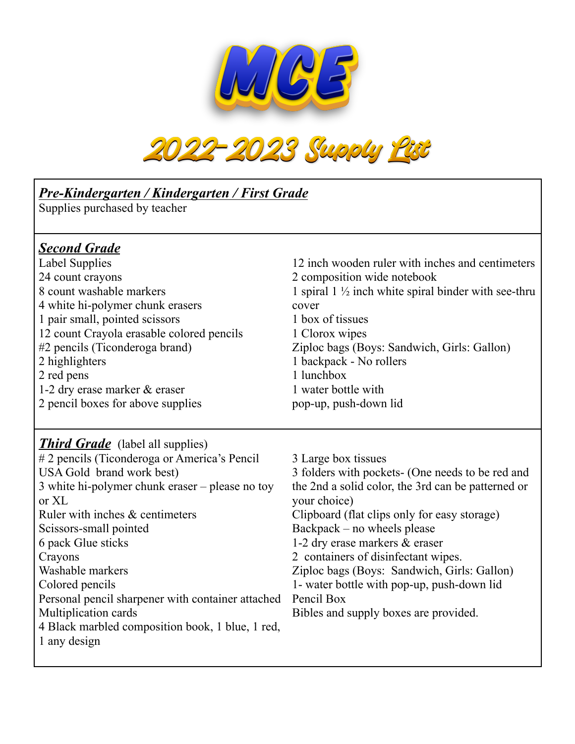# MCE

# 2022-2023 Supply List

## *Pre-Kindergarten / Kindergarten / First Grade*

Supplies purchased by teacher

## *Second Grade*

Label Supplies
24 count crayons
8 count washable markers
4 white hi-polymer chunk erasers
1 pair small, pointed scissors
12 count Crayola erasable colored pencils
#2 pencils (Ticonderoga brand)
2 highlighters
2 red pens
1-2 dry erase marker & eraser
2 pencil boxes for above supplies
12 inch wooden ruler with inches and centimeters
2 composition wide notebook
1 spiral 1 ½ inch white spiral binder with see-thru cover
1 box of tissues
1 Clorox wipes
Ziploc bags (Boys: Sandwich, Girls: Gallon)
1 backpack - No rollers
1 lunchbox
1 water bottle with pop-up, push-down lid

## *Third Grade* (label all supplies)

# 2 pencils (Ticonderoga or America's Pencil USA Gold brand work best)
3 white hi-polymer chunk eraser – please no toy or XL
Ruler with inches & centimeters
Scissors-small pointed
6 pack Glue sticks
Crayons
Washable markers
Colored pencils
Personal pencil sharpener with container attached
Multiplication cards
4 Black marbled composition book, 1 blue, 1 red, 1 any design
3 Large box tissues
3 folders with pockets- (One needs to be red and the 2nd a solid color, the 3rd can be patterned or your choice)
Clipboard (flat clips only for easy storage)
Backpack – no wheels please
1-2 dry erase markers & eraser
2 containers of disinfectant wipes.
Ziploc bags (Boys: Sandwich, Girls: Gallon)
1- water bottle with pop-up, push-down lid
Pencil Box
Bibles and supply boxes are provided.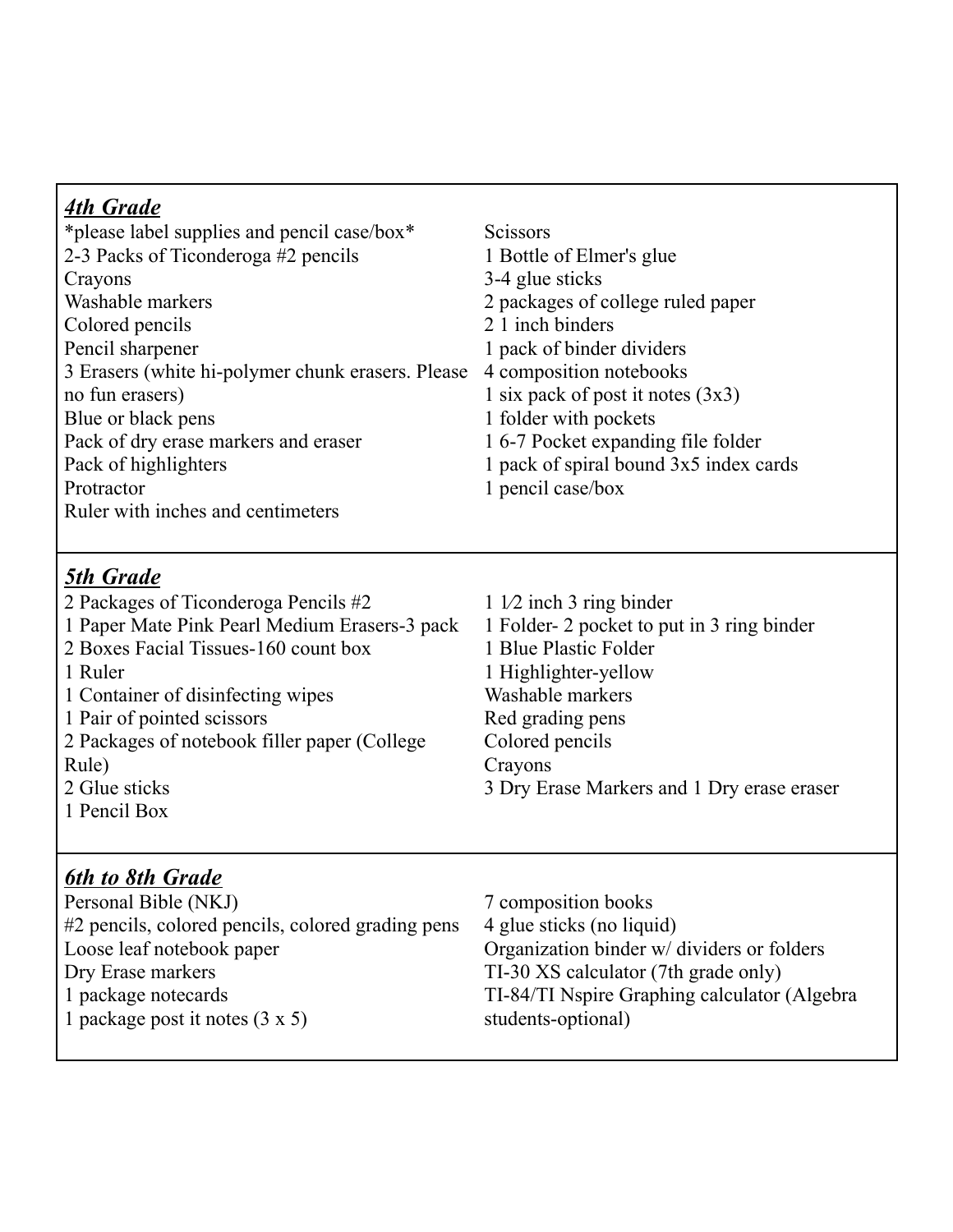### ***4th Grade***

*please label supplies and pencil case/box*

- 2-3 Packs of Ticonderoga #2 pencils
- Crayons
- Washable markers
- Colored pencils
- Pencil sharpener
- 3 Erasers (white hi-polymer chunk erasers. Please no fun erasers)
- Blue or black pens
- Pack of dry erase markers and eraser
- Pack of highlighters
- Protractor
- Ruler with inches and centimeters
- Scissors
- 1 Bottle of Elmer's glue
- 3-4 glue sticks
- 2 packages of college ruled paper
- 2 1 inch binders
- 1 pack of binder dividers
- 4 composition notebooks
- 1 six pack of post it notes (3x3)
- 1 folder with pockets
- 1 6-7 Pocket expanding file folder
- 1 pack of spiral bound 3x5 index cards
- 1 pencil case/box

### ***5th Grade***

- 2 Packages of Ticonderoga Pencils #2
- 1 Paper Mate Pink Pearl Medium Erasers-3 pack
- 2 Boxes Facial Tissues-160 count box
- 1 Ruler
- 1 Container of disinfecting wipes
- 1 Pair of pointed scissors
- 2 Packages of notebook filler paper (College Rule)
- 2 Glue sticks
- 1 Pencil Box
- 1 1⁄2 inch 3 ring binder
- 1 Folder- 2 pocket to put in 3 ring binder
- 1 Blue Plastic Folder
- 1 Highlighter-yellow
- Washable markers
- Red grading pens
- Colored pencils
- Crayons
- 3 Dry Erase Markers and 1 Dry erase eraser

### ***6th to 8th Grade***

- Personal Bible (NKJ)
- #2 pencils, colored pencils, colored grading pens
- Loose leaf notebook paper
- Dry Erase markers
- 1 package notecards
- 1 package post it notes (3 x 5)
- 7 composition books
- 4 glue sticks (no liquid)
- Organization binder w/ dividers or folders
- TI-30 XS calculator (7th grade only)
- TI-84/TI Nspire Graphing calculator (Algebra students-optional)